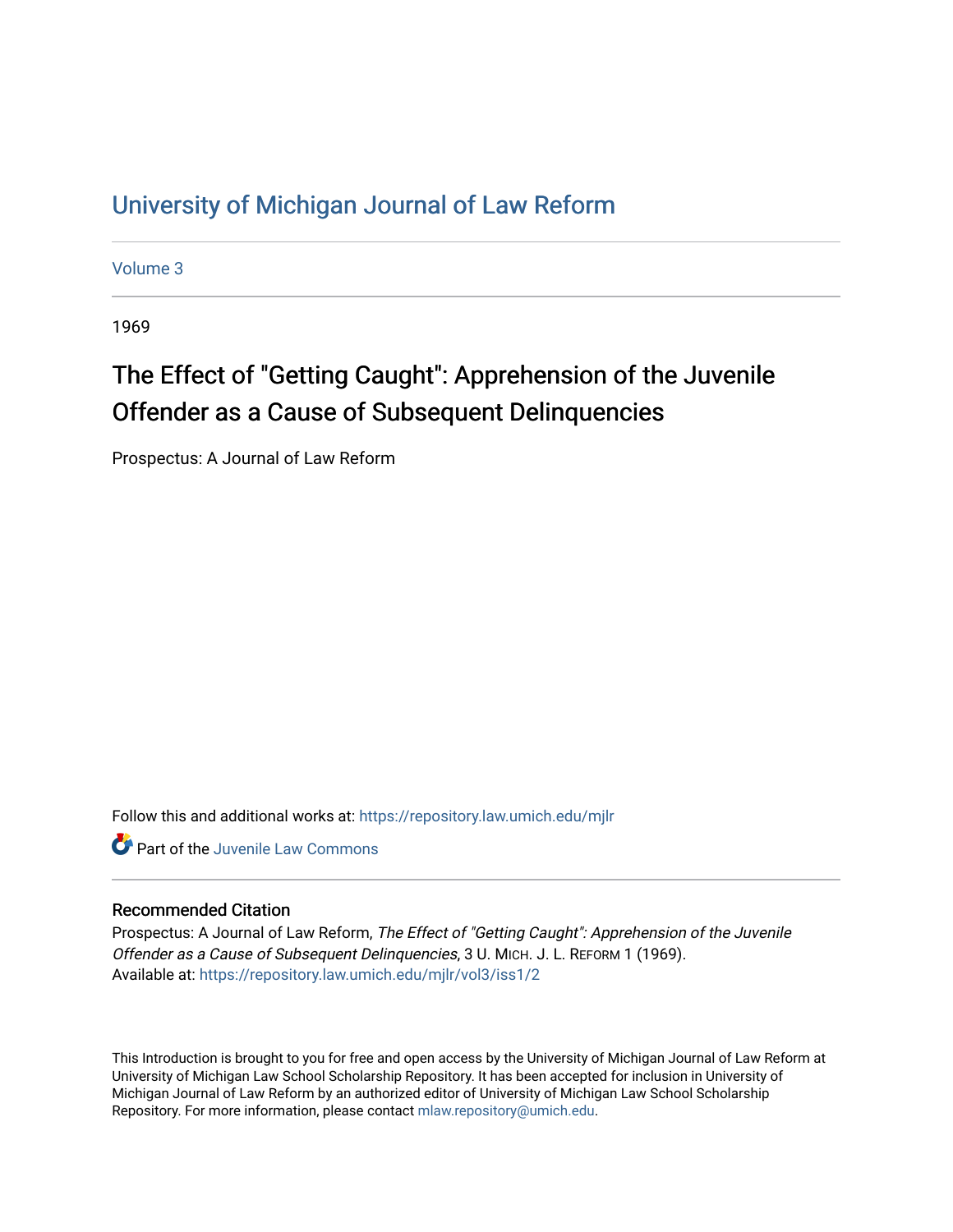# University of Michigan Journal of Law Reform

Volume 3

1969

## The Effect of "Getting Caught": Apprehension of the Juvenile Offender as a Cause of Subsequent Delinquencies

Prospectus: A Journal of Law Reform

Follow this and additional works at: https://repository.law.umich.edu/mjlr

Part of the Juvenile Law Commons

### Recommended Citation

Prospectus: A Journal of Law Reform, *The Effect of "Getting Caught": Apprehension of the Juvenile Offender as a Cause of Subsequent Delinquencies*, 3 U. MICH. J. L. REFORM 1 (1969).
Available at: https://repository.law.umich.edu/mjlr/vol3/iss1/2

This Introduction is brought to you for free and open access by the University of Michigan Journal of Law Reform at University of Michigan Law School Scholarship Repository. It has been accepted for inclusion in University of Michigan Journal of Law Reform by an authorized editor of University of Michigan Law School Scholarship Repository. For more information, please contact mlaw.repository@umich.edu.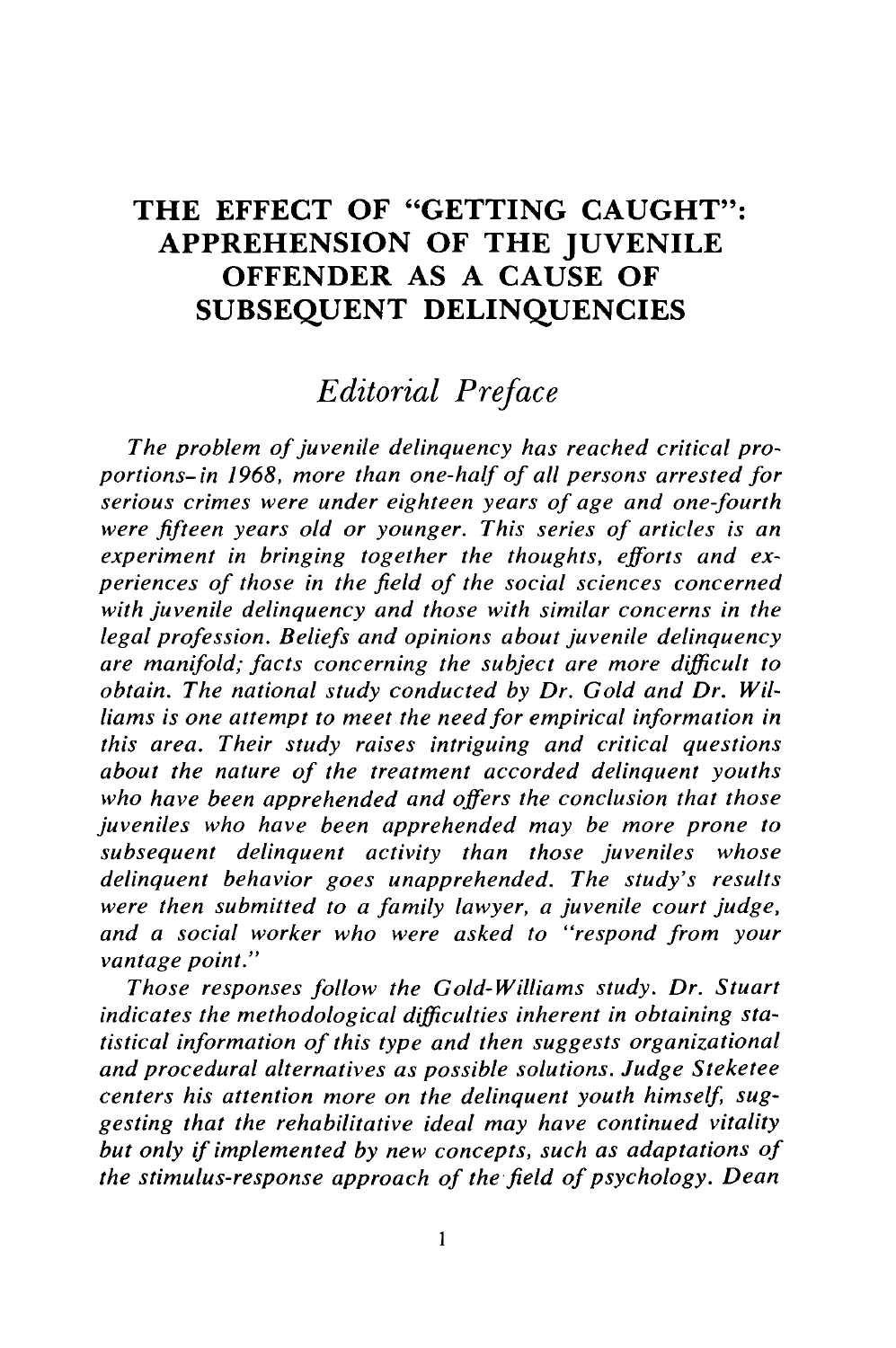# THE EFFECT OF "GETTING CAUGHT": APPREHENSION OF THE JUVENILE OFFENDER AS A CAUSE OF SUBSEQUENT DELINQUENCIES

## *Editorial Preface*

*The problem of juvenile delinquency has reached critical proportions–in 1968, more than one-half of all persons arrested for serious crimes were under eighteen years of age and one-fourth were fifteen years old or younger. This series of articles is an experiment in bringing together the thoughts, efforts and experiences of those in the field of the social sciences concerned with juvenile delinquency and those with similar concerns in the legal profession. Beliefs and opinions about juvenile delinquency are manifold; facts concerning the subject are more difficult to obtain. The national study conducted by Dr. Gold and Dr. Williams is one attempt to meet the need for empirical information in this area. Their study raises intriguing and critical questions about the nature of the treatment accorded delinquent youths who have been apprehended and offers the conclusion that those juveniles who have been apprehended may be more prone to subsequent delinquent activity than those juveniles whose delinquent behavior goes unapprehended. The study's results were then submitted to a family lawyer, a juvenile court judge, and a social worker who were asked to "respond from your vantage point."*

*Those responses follow the Gold-Williams study. Dr. Stuart indicates the methodological difficulties inherent in obtaining statistical information of this type and then suggests organizational and procedural alternatives as possible solutions. Judge Steketee centers his attention more on the delinquent youth himself, suggesting that the rehabilitative ideal may have continued vitality but only if implemented by new concepts, such as adaptations of the stimulus-response approach of the field of psychology. Dean*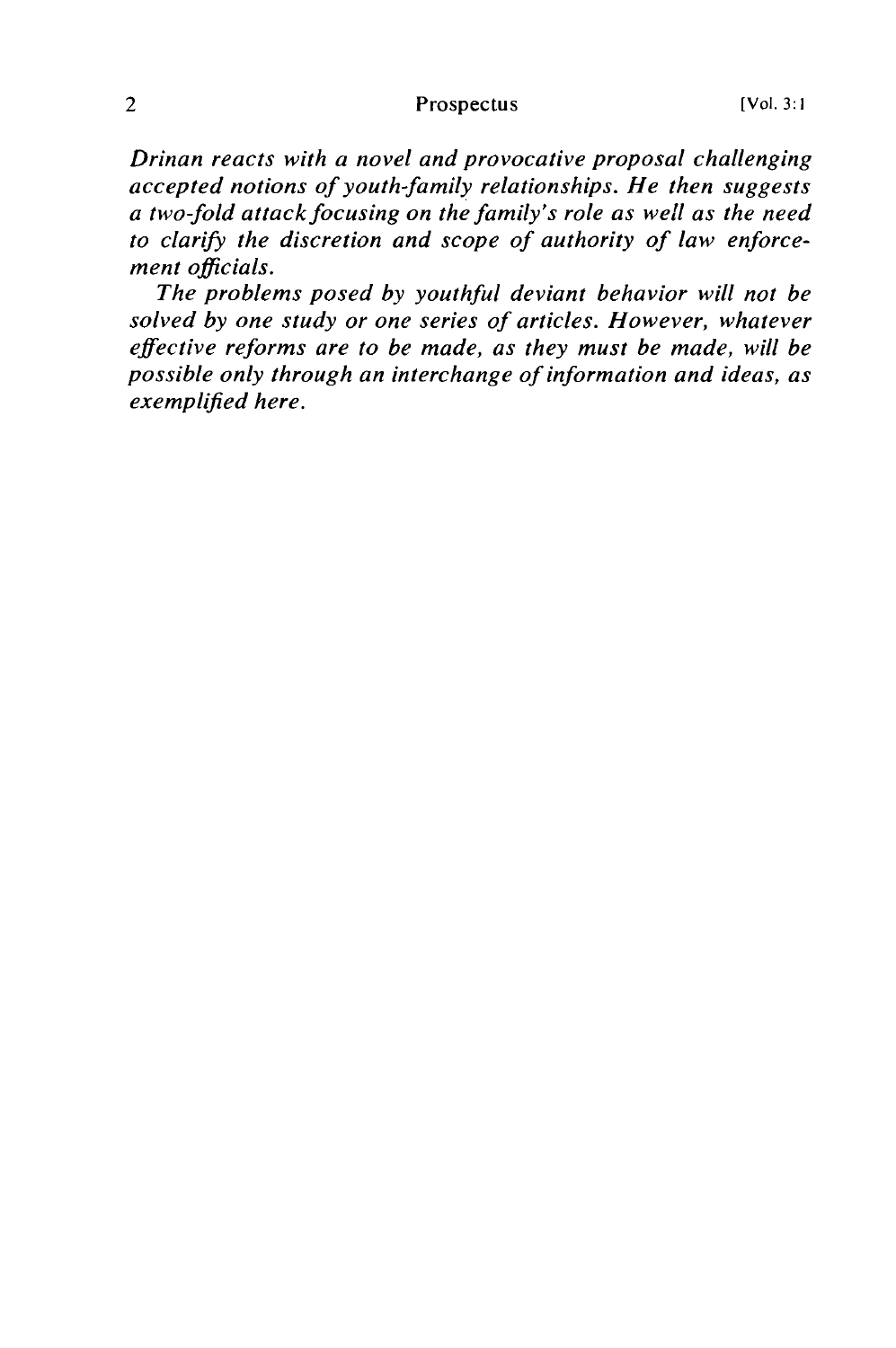*Drinan reacts with a novel and provocative proposal challenging accepted notions of youth-family relationships. He then suggests a two-fold attack focusing on the family's role as well as the need to clarify the discretion and scope of authority of law enforcement officials.*

*The problems posed by youthful deviant behavior will not be solved by one study or one series of articles. However, whatever effective reforms are to be made, as they must be made, will be possible only through an interchange of information and ideas, as exemplified here.*